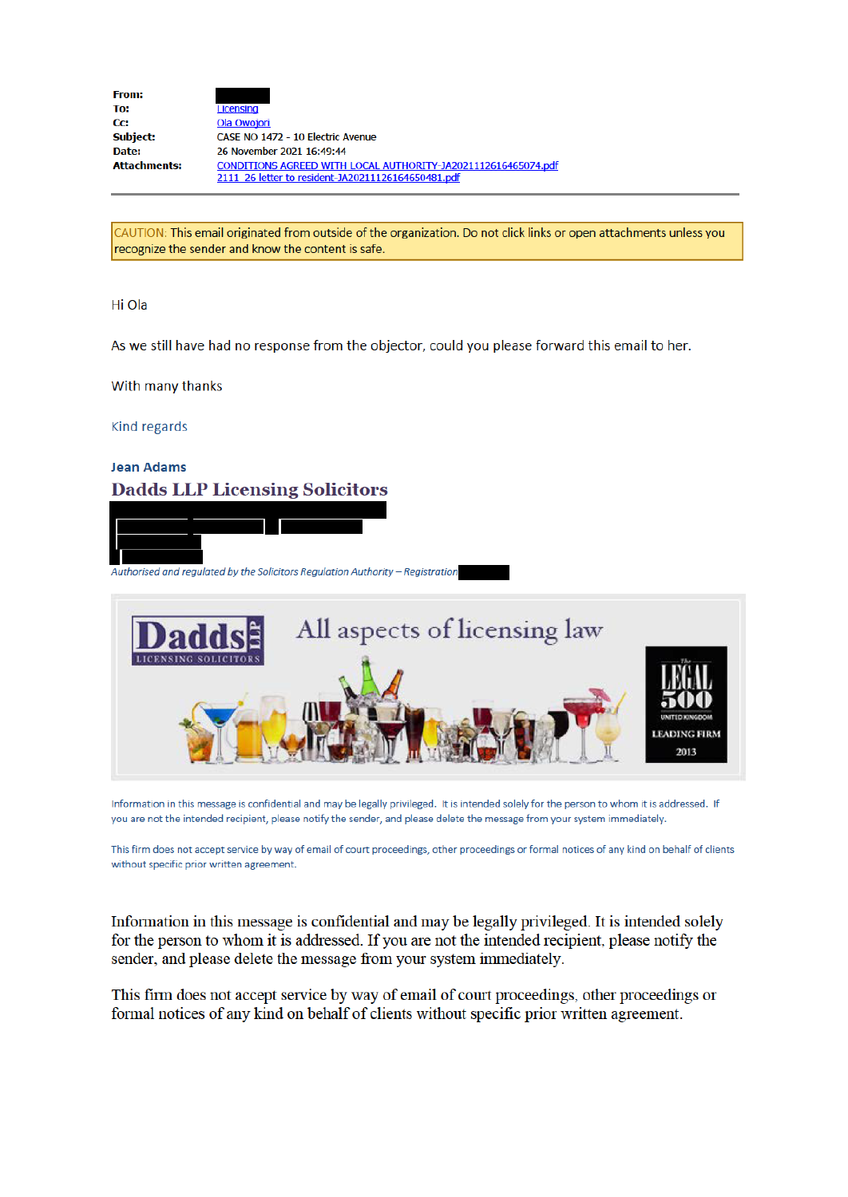**From:** 
**To:** Licensing
**Cc:** Ola Owojori
**Subject:** CASE NO 1472 - 10 Electric Avenue
**Date:** 26 November 2021 16:49:44
**Attachments:** CONDITIONS AGREED WITH LOCAL AUTHORITY-JA2021112616465074.pdf
2111_26 letter to resident-JA2021112616465048I.pdf

---

CAUTION: This email originated from outside of the organization. Do not click links or open attachments unless you recognize the sender and know the content is safe.

Hi Ola

As we still have had no response from the objector, could you please forward this email to her.

With many thanks

Kind regards

**Jean Adams**

**Dadds LLP Licensing Solicitors**

*Authorised and regulated by the Solicitors Regulation Authority – Registration*

Information in this message is confidential and may be legally privileged. It is intended solely for the person to whom it is addressed. If you are not the intended recipient, please notify the sender, and please delete the message from your system immediately.

This firm does not accept service by way of email of court proceedings, other proceedings or formal notices of any kind on behalf of clients without specific prior written agreement.

Information in this message is confidential and may be legally privileged. It is intended solely for the person to whom it is addressed. If you are not the intended recipient, please notify the sender, and please delete the message from your system immediately.

This firm does not accept service by way of email of court proceedings, other proceedings or formal notices of any kind on behalf of clients without specific prior written agreement.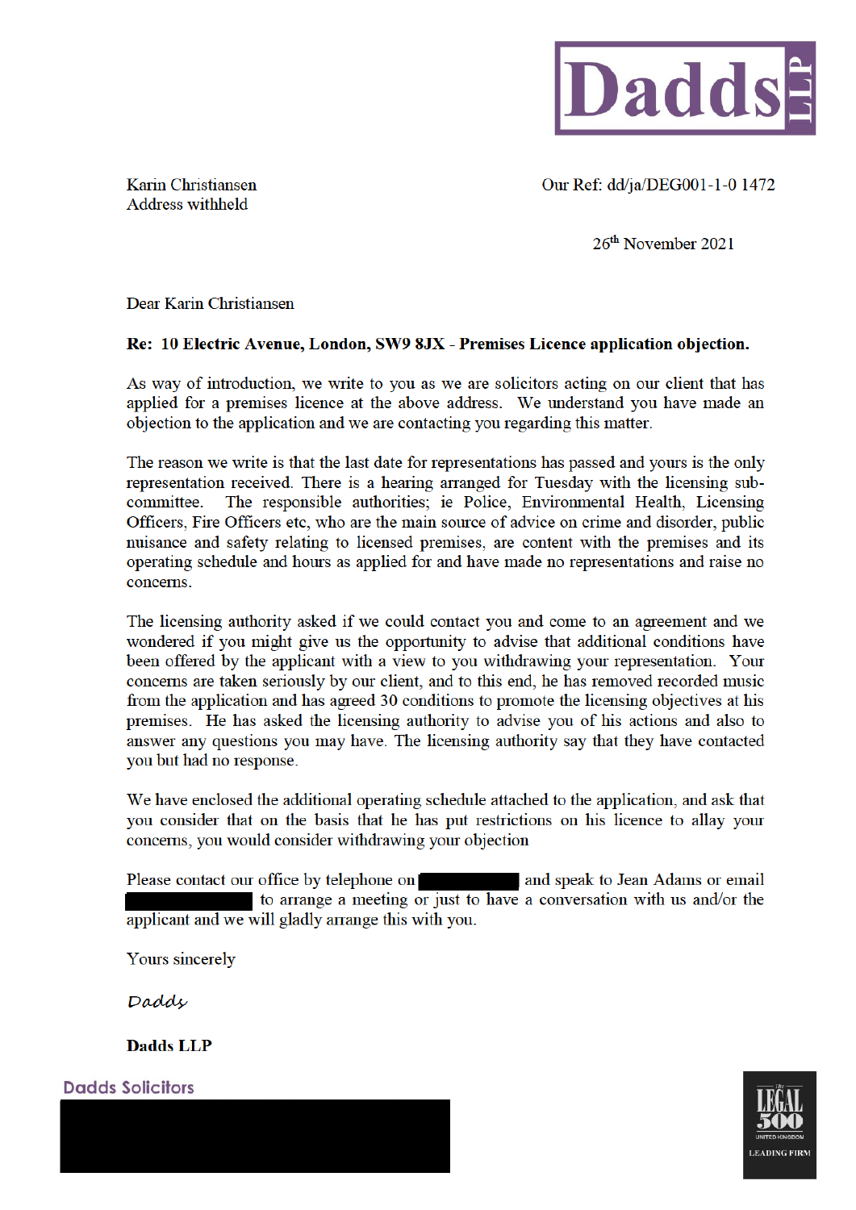**Dadds LLP**

Karin Christiansen
Address withheld

Our Ref: dd/ja/DEG001-1-0 1472

26th November 2021

Dear Karin Christiansen

**Re: 10 Electric Avenue, London, SW9 8JX - Premises Licence application objection.**

As way of introduction, we write to you as we are solicitors acting on our client that has applied for a premises licence at the above address. We understand you have made an objection to the application and we are contacting you regarding this matter.

The reason we write is that the last date for representations has passed and yours is the only representation received. There is a hearing arranged for Tuesday with the licensing sub-committee. The responsible authorities; ie Police, Environmental Health, Licensing Officers, Fire Officers etc, who are the main source of advice on crime and disorder, public nuisance and safety relating to licensed premises, are content with the premises and its operating schedule and hours as applied for and have made no representations and raise no concerns.

The licensing authority asked if we could contact you and come to an agreement and we wondered if you might give us the opportunity to advise that additional conditions have been offered by the applicant with a view to you withdrawing your representation. Your concerns are taken seriously by our client, and to this end, he has removed recorded music from the application and has agreed 30 conditions to promote the licensing objectives at his premises. He has asked the licensing authority to advise you of his actions and also to answer any questions you may have. The licensing authority say that they have contacted you but had no response.

We have enclosed the additional operating schedule attached to the application, and ask that you consider that on the basis that he has put restrictions on his licence to allay your concerns, you would consider withdrawing your objection

Please contact our office by telephone on [redacted] and speak to Jean Adams or email [redacted] to arrange a meeting or just to have a conversation with us and/or the applicant and we will gladly arrange this with you.

Yours sincerely

*Dadds*

**Dadds LLP**

**Dadds Solicitors**

[redacted]

The Legal 500 United Kingdom Leading Firm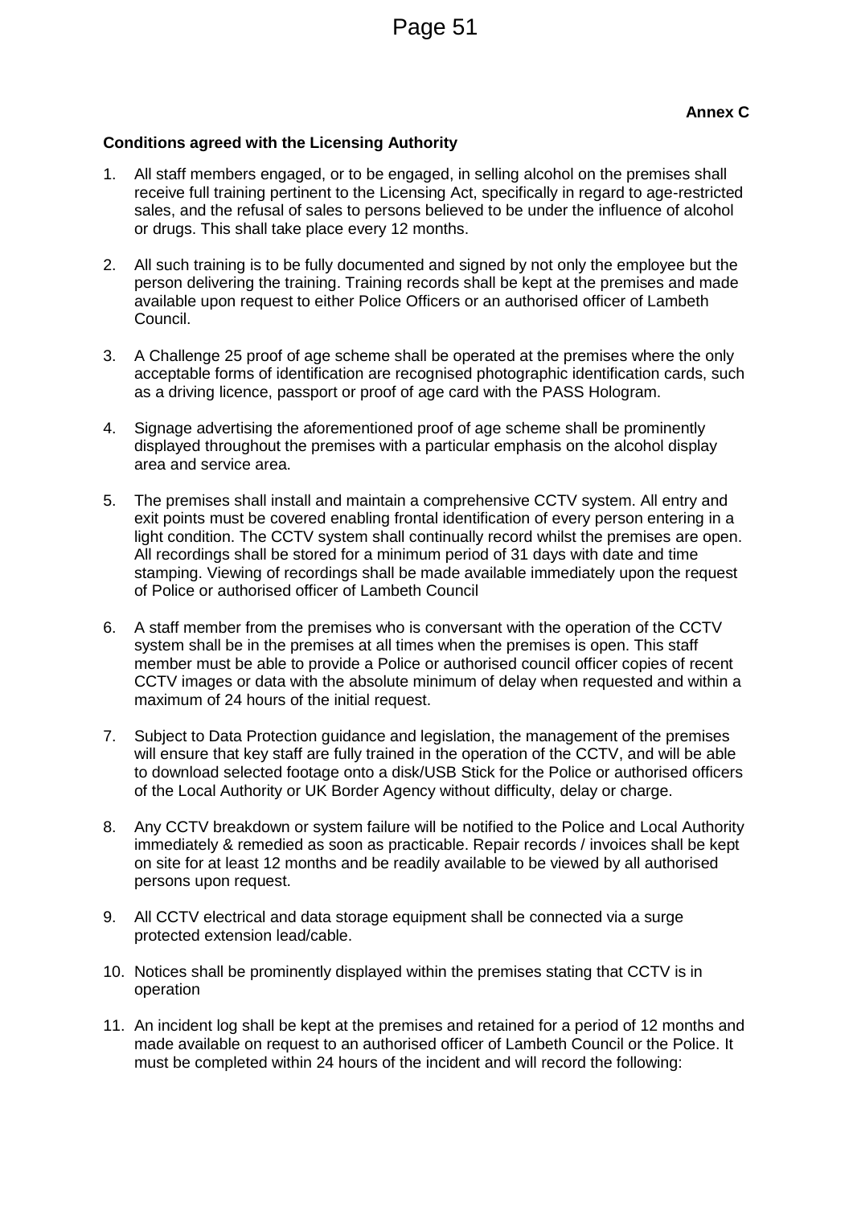**Annex C**

**Conditions agreed with the Licensing Authority**

1. All staff members engaged, or to be engaged, in selling alcohol on the premises shall receive full training pertinent to the Licensing Act, specifically in regard to age-restricted sales, and the refusal of sales to persons believed to be under the influence of alcohol or drugs. This shall take place every 12 months.

2. All such training is to be fully documented and signed by not only the employee but the person delivering the training. Training records shall be kept at the premises and made available upon request to either Police Officers or an authorised officer of Lambeth Council.

3. A Challenge 25 proof of age scheme shall be operated at the premises where the only acceptable forms of identification are recognised photographic identification cards, such as a driving licence, passport or proof of age card with the PASS Hologram.

4. Signage advertising the aforementioned proof of age scheme shall be prominently displayed throughout the premises with a particular emphasis on the alcohol display area and service area.

5. The premises shall install and maintain a comprehensive CCTV system. All entry and exit points must be covered enabling frontal identification of every person entering in a light condition. The CCTV system shall continually record whilst the premises are open. All recordings shall be stored for a minimum period of 31 days with date and time stamping. Viewing of recordings shall be made available immediately upon the request of Police or authorised officer of Lambeth Council

6. A staff member from the premises who is conversant with the operation of the CCTV system shall be in the premises at all times when the premises is open. This staff member must be able to provide a Police or authorised council officer copies of recent CCTV images or data with the absolute minimum of delay when requested and within a maximum of 24 hours of the initial request.

7. Subject to Data Protection guidance and legislation, the management of the premises will ensure that key staff are fully trained in the operation of the CCTV, and will be able to download selected footage onto a disk/USB Stick for the Police or authorised officers of the Local Authority or UK Border Agency without difficulty, delay or charge.

8. Any CCTV breakdown or system failure will be notified to the Police and Local Authority immediately & remedied as soon as practicable. Repair records / invoices shall be kept on site for at least 12 months and be readily available to be viewed by all authorised persons upon request.

9. All CCTV electrical and data storage equipment shall be connected via a surge protected extension lead/cable.

10. Notices shall be prominently displayed within the premises stating that CCTV is in operation

11. An incident log shall be kept at the premises and retained for a period of 12 months and made available on request to an authorised officer of Lambeth Council or the Police. It must be completed within 24 hours of the incident and will record the following: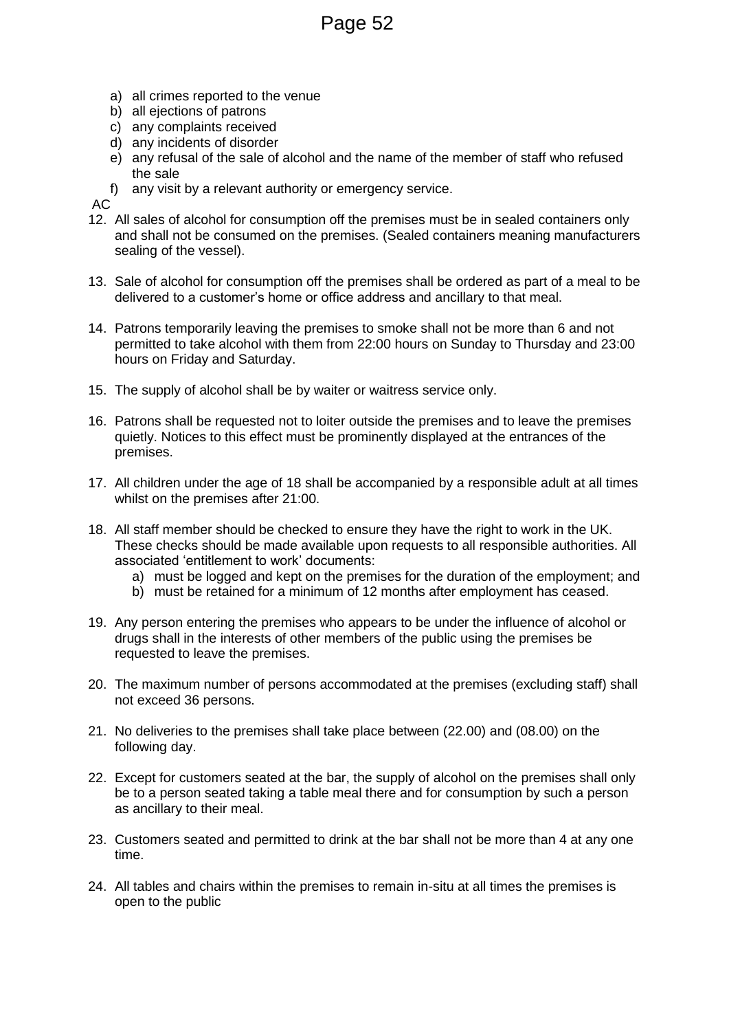a) all crimes reported to the venue
b) all ejections of patrons
c) any complaints received
d) any incidents of disorder
e) any refusal of the sale of alcohol and the name of the member of staff who refused the sale
f) any visit by a relevant authority or emergency service.

AC

12. All sales of alcohol for consumption off the premises must be in sealed containers only and shall not be consumed on the premises. (Sealed containers meaning manufacturers sealing of the vessel).

13. Sale of alcohol for consumption off the premises shall be ordered as part of a meal to be delivered to a customer's home or office address and ancillary to that meal.

14. Patrons temporarily leaving the premises to smoke shall not be more than 6 and not permitted to take alcohol with them from 22:00 hours on Sunday to Thursday and 23:00 hours on Friday and Saturday.

15. The supply of alcohol shall be by waiter or waitress service only.

16. Patrons shall be requested not to loiter outside the premises and to leave the premises quietly. Notices to this effect must be prominently displayed at the entrances of the premises.

17. All children under the age of 18 shall be accompanied by a responsible adult at all times whilst on the premises after 21:00.

18. All staff member should be checked to ensure they have the right to work in the UK. These checks should be made available upon requests to all responsible authorities. All associated 'entitlement to work' documents:
    a) must be logged and kept on the premises for the duration of the employment; and
    b) must be retained for a minimum of 12 months after employment has ceased.

19. Any person entering the premises who appears to be under the influence of alcohol or drugs shall in the interests of other members of the public using the premises be requested to leave the premises.

20. The maximum number of persons accommodated at the premises (excluding staff) shall not exceed 36 persons.

21. No deliveries to the premises shall take place between (22.00) and (08.00) on the following day.

22. Except for customers seated at the bar, the supply of alcohol on the premises shall only be to a person seated taking a table meal there and for consumption by such a person as ancillary to their meal.

23. Customers seated and permitted to drink at the bar shall not be more than 4 at any one time.

24. All tables and chairs within the premises to remain in-situ at all times the premises is open to the public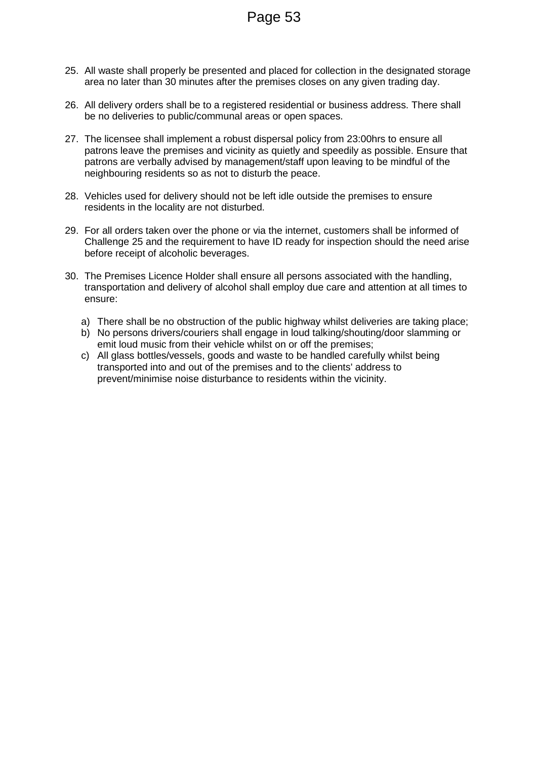25. All waste shall properly be presented and placed for collection in the designated storage area no later than 30 minutes after the premises closes on any given trading day.

26. All delivery orders shall be to a registered residential or business address. There shall be no deliveries to public/communal areas or open spaces.

27. The licensee shall implement a robust dispersal policy from 23:00hrs to ensure all patrons leave the premises and vicinity as quietly and speedily as possible. Ensure that patrons are verbally advised by management/staff upon leaving to be mindful of the neighbouring residents so as not to disturb the peace.

28. Vehicles used for delivery should not be left idle outside the premises to ensure residents in the locality are not disturbed.

29. For all orders taken over the phone or via the internet, customers shall be informed of Challenge 25 and the requirement to have ID ready for inspection should the need arise before receipt of alcoholic beverages.

30. The Premises Licence Holder shall ensure all persons associated with the handling, transportation and delivery of alcohol shall employ due care and attention at all times to ensure:

    a) There shall be no obstruction of the public highway whilst deliveries are taking place;
    b) No persons drivers/couriers shall engage in loud talking/shouting/door slamming or emit loud music from their vehicle whilst on or off the premises;
    c) All glass bottles/vessels, goods and waste to be handled carefully whilst being transported into and out of the premises and to the clients' address to prevent/minimise noise disturbance to residents within the vicinity.